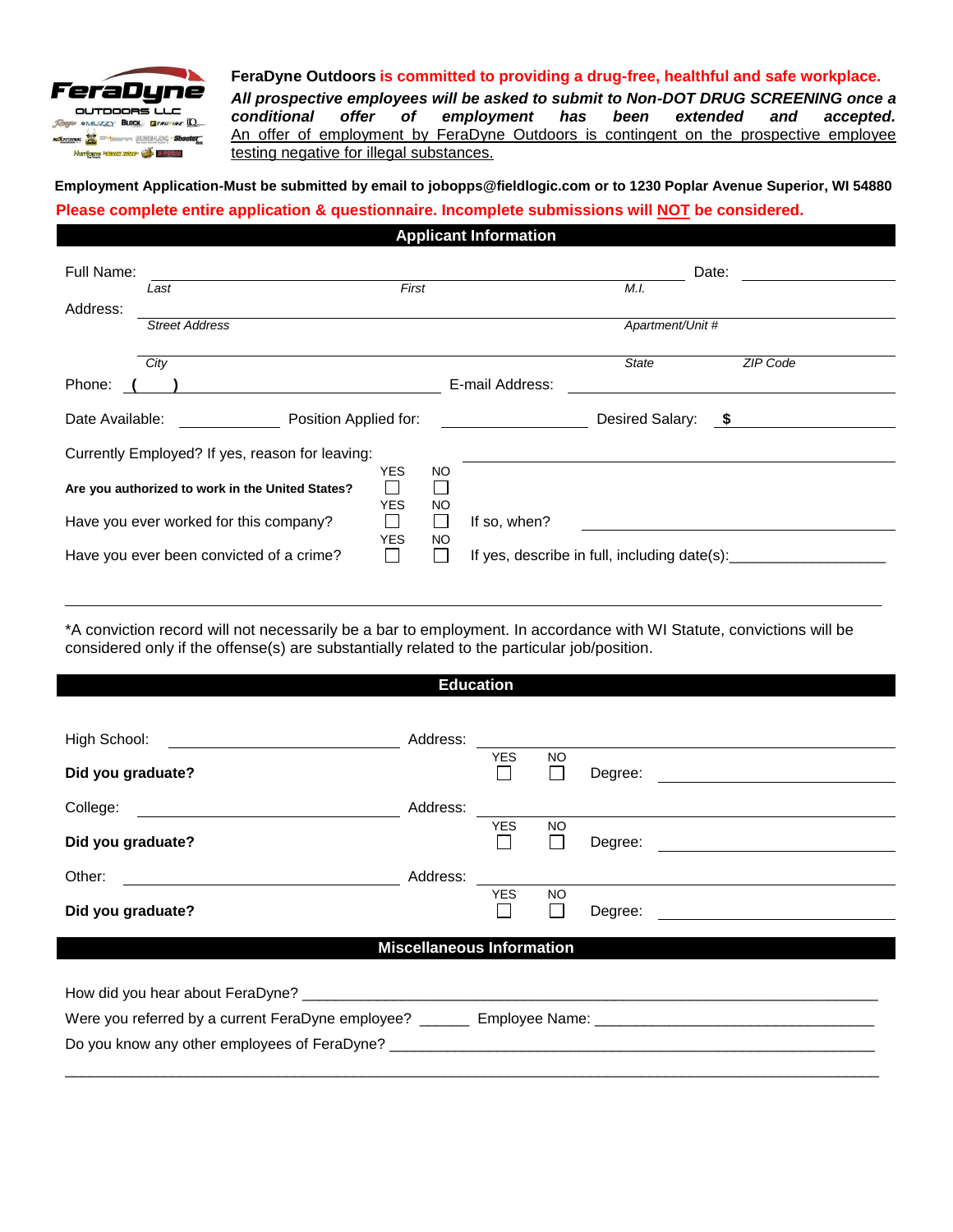**FeraDyne Outdoors is committed to providing a drug-free, healthful and safe workplace.**

***All prospective employees will be asked to submit to Non-DOT DRUG SCREENING once a conditional offer of employment has been extended and accepted.***

An offer of employment by FeraDyne Outdoors is contingent on the prospective employee testing negative for illegal substances.

**Employment Application-Must be submitted by email to jobopps@fieldlogic.com or to 1230 Poplar Avenue Superior, WI 54880**

**Please complete entire application & questionnaire. Incomplete submissions will NOT be considered.**

## Applicant Information

Full Name: ______________________________________________ Date: ____________

*Last* *First* *M.I.*

Address: ______________________________________________

*Street Address* *Apartment/Unit #*

______________________________________________

*City* *State* *ZIP Code*

Phone: ( ) ____________________ E-mail Address: ____________________

Date Available: __________ Position Applied for: __________ Desired Salary: $ __________

Currently Employed? If yes, reason for leaving: ____________________

**Are you authorized to work in the United States?** YES ☐ NO ☐

Have you ever worked for this company? YES ☐ NO ☐ If so, when? ____________________

Have you ever been convicted of a crime? YES ☐ NO ☐ If yes, describe in full, including date(s):___________________

______________________________________________________________________________

*A conviction record will not necessarily be a bar to employment. In accordance with WI Statute, convictions will be considered only if the offense(s) are substantially related to the particular job/position.

## Education

High School: ____________________ Address: ____________________

**Did you graduate?** YES ☐ NO ☐ Degree: ____________________

College: ____________________ Address: ____________________

**Did you graduate?** YES ☐ NO ☐ Degree: ____________________

Other: ____________________ Address: ____________________

**Did you graduate?** YES ☐ NO ☐ Degree: ____________________

## Miscellaneous Information

How did you hear about FeraDyne? ______________________________________________

Were you referred by a current FeraDyne employee? ______ Employee Name: ____________________

Do you know any other employees of FeraDyne? ______________________________________________

______________________________________________________________________________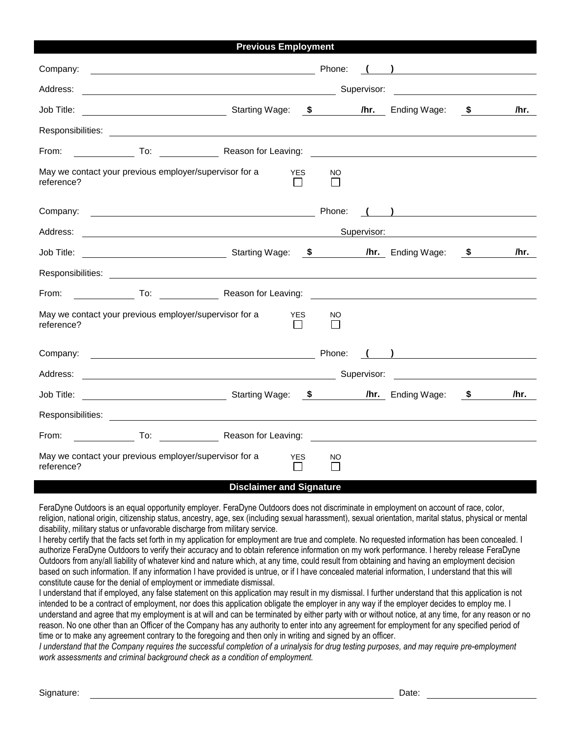## Previous Employment

Company: ______________________ Phone: ( ) ______________________

Address: ______________________ Supervisor: ______________________

Job Title: ______________________ Starting Wage: **$** ________ **/hr.** Ending Wage: **$** ________ **/hr.**

Responsibilities: ______________________

From: ________ To: ________ Reason for Leaving: ______________________

May we contact your previous employer/supervisor for a reference? YES ☐ NO ☐

Company: ______________________ Phone: ( ) ______________________

Address: ______________________ Supervisor: ______________________

Job Title: ______________________ Starting Wage: **$** ________ **/hr.** Ending Wage: **$** ________ **/hr.**

Responsibilities: ______________________

From: ________ To: ________ Reason for Leaving: ______________________

May we contact your previous employer/supervisor for a reference? YES ☐ NO ☐

Company: ______________________ Phone: ( ) ______________________

Address: ______________________ Supervisor: ______________________

Job Title: ______________________ Starting Wage: **$** ________ **/hr.** Ending Wage: **$** ________ **/hr.**

Responsibilities: ______________________

From: ________ To: ________ Reason for Leaving: ______________________

May we contact your previous employer/supervisor for a reference? YES ☐ NO ☐

## Disclaimer and Signature

FeraDyne Outdoors is an equal opportunity employer. FeraDyne Outdoors does not discriminate in employment on account of race, color, religion, national origin, citizenship status, ancestry, age, sex (including sexual harassment), sexual orientation, marital status, physical or mental disability, military status or unfavorable discharge from military service.

I hereby certify that the facts set forth in my application for employment are true and complete. No requested information has been concealed. I authorize FeraDyne Outdoors to verify their accuracy and to obtain reference information on my work performance. I hereby release FeraDyne Outdoors from any/all liability of whatever kind and nature which, at any time, could result from obtaining and having an employment decision based on such information. If any information I have provided is untrue, or if I have concealed material information, I understand that this will constitute cause for the denial of employment or immediate dismissal.

I understand that if employed, any false statement on this application may result in my dismissal. I further understand that this application is not intended to be a contract of employment, nor does this application obligate the employer in any way if the employer decides to employ me. I understand and agree that my employment is at will and can be terminated by either party with or without notice, at any time, for any reason or no reason. No one other than an Officer of the Company has any authority to enter into any agreement for employment for any specified period of time or to make any agreement contrary to the foregoing and then only in writing and signed by an officer.

*I understand that the Company requires the successful completion of a urinalysis for drug testing purposes, and may require pre-employment work assessments and criminal background check as a condition of employment.*

Signature: ______________________ Date: ______________________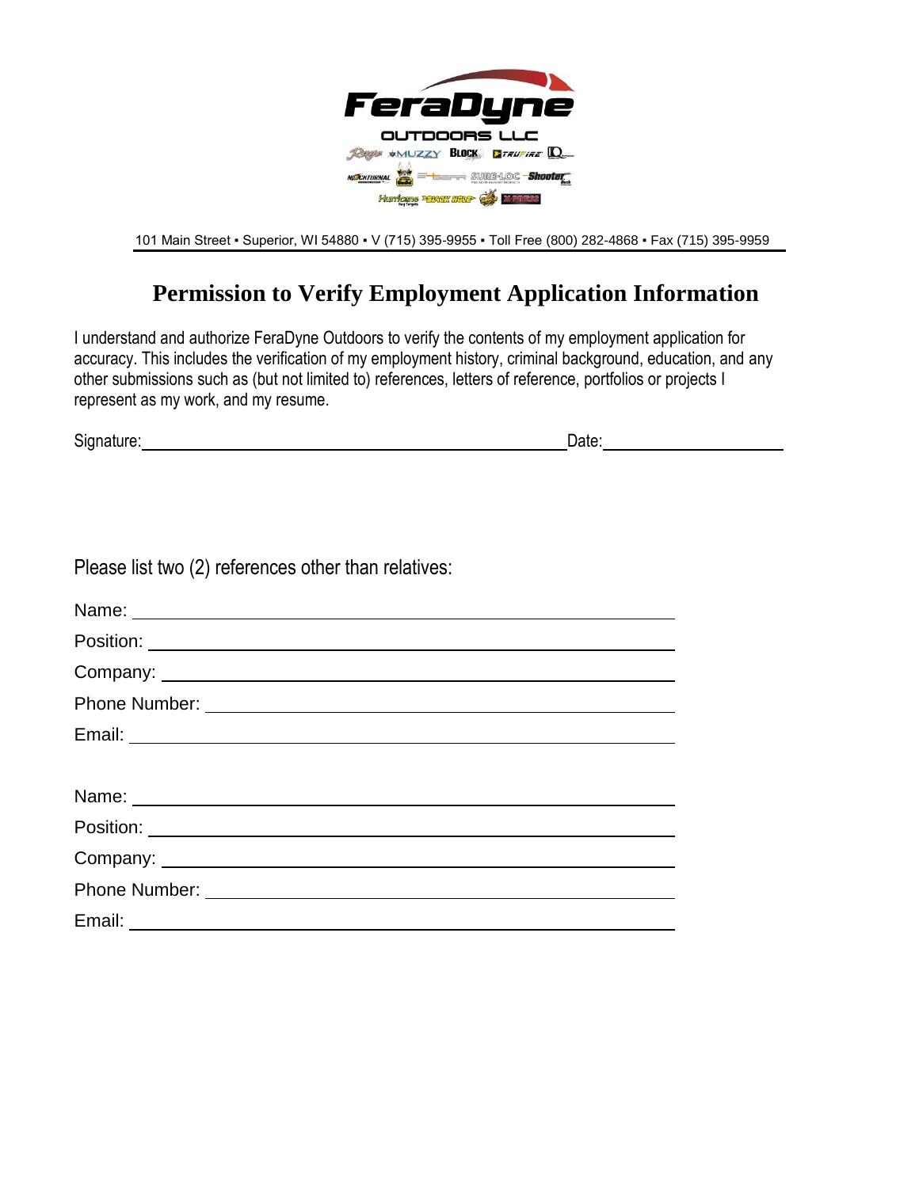FeraDyne

OUTDOORS LLC

101 Main Street ▪ Superior, WI 54880 ▪ V (715) 395-9955 ▪ Toll Free (800) 282-4868 ▪ Fax (715) 395-9959

# Permission to Verify Employment Application Information

I understand and authorize FeraDyne Outdoors to verify the contents of my employment application for accuracy. This includes the verification of my employment history, criminal background, education, and any other submissions such as (but not limited to) references, letters of reference, portfolios or projects I represent as my work, and my resume.

Signature: ______________________________________________ Date: ____________________

Please list two (2) references other than relatives:

Name: ______________________________________________

Position: ______________________________________________

Company: ______________________________________________

Phone Number: ______________________________________________

Email: ______________________________________________

Name: ______________________________________________

Position: ______________________________________________

Company: ______________________________________________

Phone Number: ______________________________________________

Email: ______________________________________________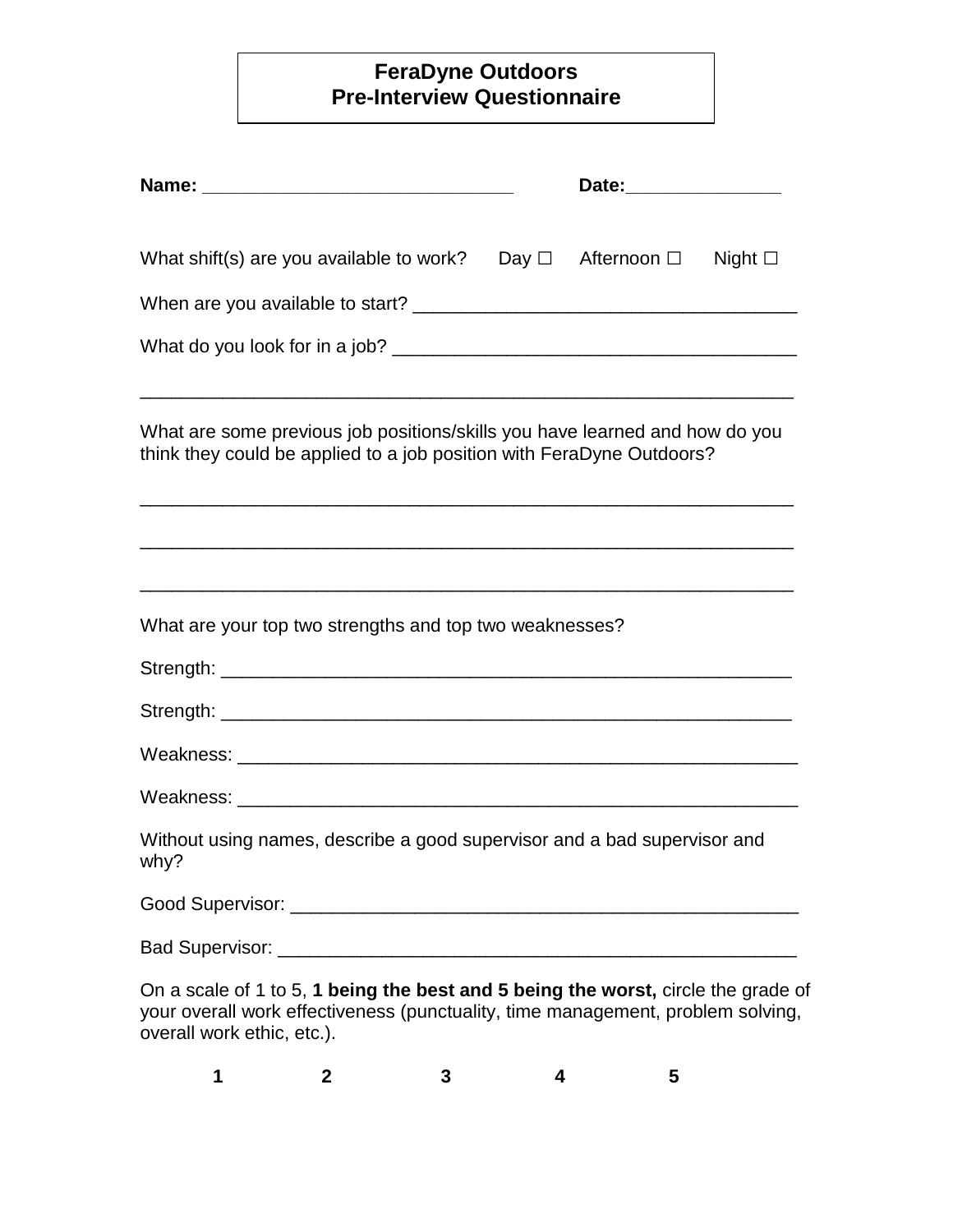# FeraDyne Outdoors
# Pre-Interview Questionnaire

**Name:** ______________________________ **Date:** _______________

What shift(s) are you available to work? Day ☐ Afternoon ☐ Night ☐

When are you available to start? ____________________________________

What do you look for in a job? ______________________________________

_______________________________________________________________

What are some previous job positions/skills you have learned and how do you think they could be applied to a job position with FeraDyne Outdoors?

_______________________________________________________________

_______________________________________________________________

_______________________________________________________________

What are your top two strengths and top two weaknesses?

Strength: ______________________________________________________

Strength: ______________________________________________________

Weakness: _____________________________________________________

Weakness: _____________________________________________________

Without using names, describe a good supervisor and a bad supervisor and why?

Good Supervisor: ________________________________________________

Bad Supervisor: _________________________________________________

On a scale of 1 to 5, **1 being the best and 5 being the worst,** circle the grade of your overall work effectiveness (punctuality, time management, problem solving, overall work ethic, etc.).

**1** **2** **3** **4** **5**